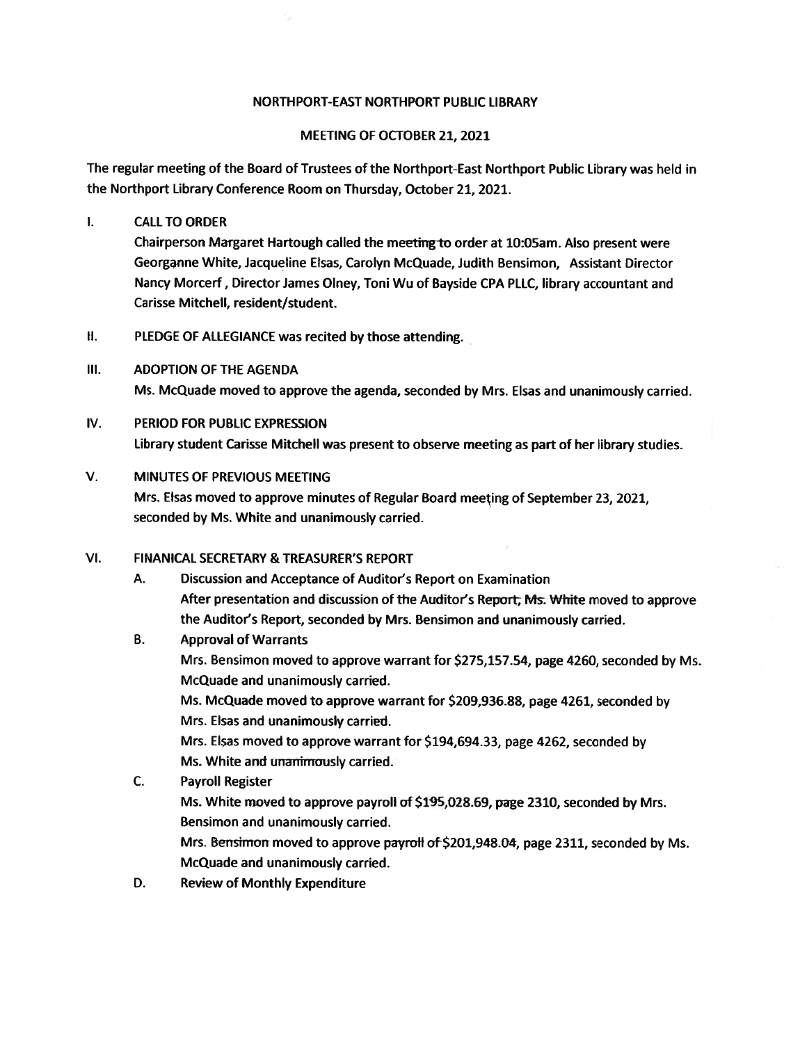# NORTHPORT-EAST NORTHPORT PUBLIC LIBRARY

## MEETING OF OCTOBER 21, 2021

The regular meeting of the Board of Trustees of the Northport-East Northport Public Library was held in the Northport Library Conference Room on Thursday, October 21, 2021.

I. CALL TO ORDER

Chairperson Margaret Hartough called the meeting to order at 10:05am. Also present were Georganne White, Jacqueline Elsas, Carolyn McQuade, Judith Bensimon, Assistant Director Nancy Morcerf, Director James Olney, Toni Wu of Bayside CPA PLLC, library accountant and Carisse Mitchell, resident/student.

II. PLEDGE OF ALLEGIANCE was recited by those attending.

III. ADOPTION OF THE AGENDA

Ms. McQuade moved to approve the agenda, seconded by Mrs. Elsas and unanimously carried.

IV. PERIOD FOR PUBLIC EXPRESSION

Library student Carisse Mitchell was present to observe meeting as part of her library studies.

V. MINUTES OF PREVIOUS MEETING

Mrs. Elsas moved to approve minutes of Regular Board meeting of September 23, 2021, seconded by Ms. White and unanimously carried.

VI. FINANICAL SECRETARY & TREASURER'S REPORT

A. Discussion and Acceptance of Auditor's Report on Examination

After presentation and discussion of the Auditor's Report, Ms. White moved to approve the Auditor's Report, seconded by Mrs. Bensimon and unanimously carried.

B. Approval of Warrants

Mrs. Bensimon moved to approve warrant for $275,157.54, page 4260, seconded by Ms. McQuade and unanimously carried.

Ms. McQuade moved to approve warrant for $209,936.88, page 4261, seconded by Mrs. Elsas and unanimously carried.

Mrs. Elsas moved to approve warrant for $194,694.33, page 4262, seconded by Ms. White and unanimously carried.

C. Payroll Register

Ms. White moved to approve payroll of $195,028.69, page 2310, seconded by Mrs. Bensimon and unanimously carried.

Mrs. Bensimon moved to approve payroll of $201,948.04, page 2311, seconded by Ms. McQuade and unanimously carried.

D. Review of Monthly Expenditure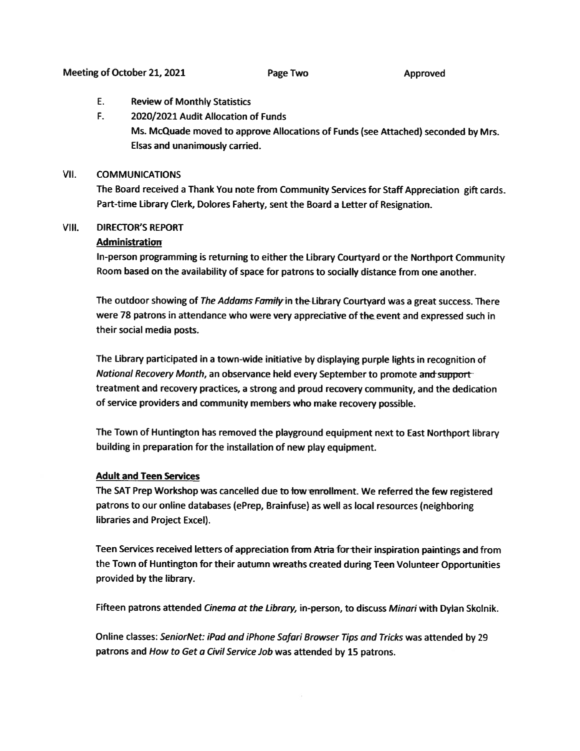E. **Review of Monthly Statistics**

F. **2020/2021 Audit Allocation of Funds**
Ms. McQuade moved to approve Allocations of Funds (see Attached) seconded by Mrs. Elsas and unanimously carried.

## VII. COMMUNICATIONS

The Board received a Thank You note from Community Services for Staff Appreciation gift cards. Part-time Library Clerk, Dolores Faherty, sent the Board a Letter of Resignation.

## VIII. DIRECTOR'S REPORT

### Administration

In-person programming is returning to either the Library Courtyard or the Northport Community Room based on the availability of space for patrons to socially distance from one another.

The outdoor showing of *The Addams Family* in the Library Courtyard was a great success. There were 78 patrons in attendance who were very appreciative of the event and expressed such in their social media posts.

The Library participated in a town-wide initiative by displaying purple lights in recognition of *National Recovery Month*, an observance held every September to promote ~~and support~~ treatment and recovery practices, a strong and proud recovery community, and the dedication of service providers and community members who make recovery possible.

The Town of Huntington has removed the playground equipment next to East Northport library building in preparation for the installation of new play equipment.

### Adult and Teen Services

The SAT Prep Workshop was cancelled due to low enrollment. We referred the few registered patrons to our online databases (ePrep, Brainfuse) as well as local resources (neighboring libraries and Project Excel).

Teen Services received letters of appreciation from Atria for their inspiration paintings and from the Town of Huntington for their autumn wreaths created during Teen Volunteer Opportunities provided by the library.

Fifteen patrons attended *Cinema at the Library*, in-person, to discuss *Minari* with Dylan Skolnik.

Online classes: *SeniorNet: iPad and iPhone Safari Browser Tips and Tricks* was attended by 29 patrons and *How to Get a Civil Service Job* was attended by 15 patrons.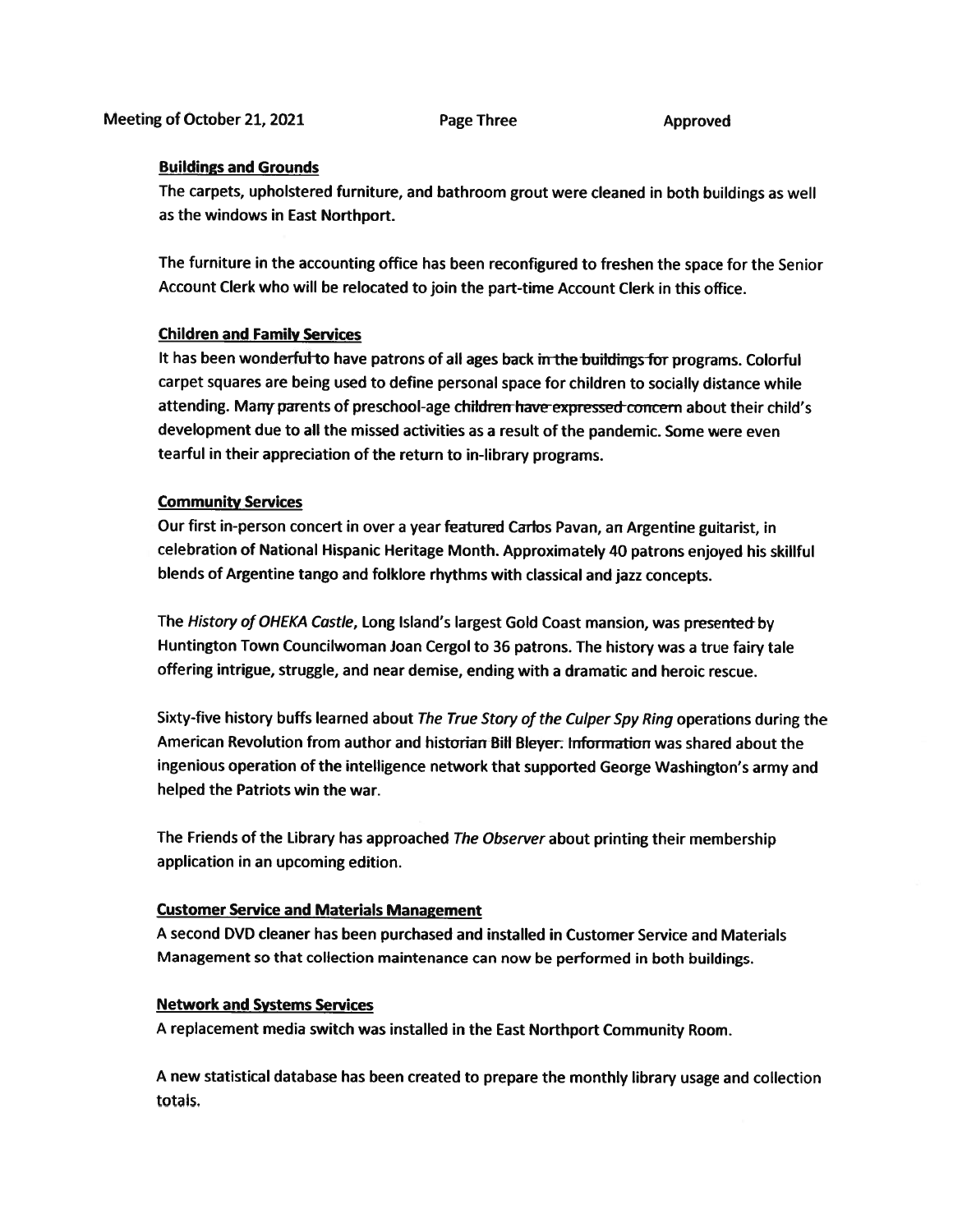**Buildings and Grounds**

The carpets, upholstered furniture, and bathroom grout were cleaned in both buildings as well as the windows in East Northport.

The furniture in the accounting office has been reconfigured to freshen the space for the Senior Account Clerk who will be relocated to join the part-time Account Clerk in this office.

**Children and Family Services**

It has been wonderful to have patrons of all ages back in the buildings for programs. Colorful carpet squares are being used to define personal space for children to socially distance while attending. Many parents of preschool-age children have expressed concern about their child's development due to all the missed activities as a result of the pandemic. Some were even tearful in their appreciation of the return to in-library programs.

**Community Services**

Our first in-person concert in over a year featured Carlos Pavan, an Argentine guitarist, in celebration of National Hispanic Heritage Month. Approximately 40 patrons enjoyed his skillful blends of Argentine tango and folklore rhythms with classical and jazz concepts.

The *History of OHEKA Castle*, Long Island's largest Gold Coast mansion, was presented by Huntington Town Councilwoman Joan Cergol to 36 patrons. The history was a true fairy tale offering intrigue, struggle, and near demise, ending with a dramatic and heroic rescue.

Sixty-five history buffs learned about *The True Story of the Culper Spy Ring* operations during the American Revolution from author and historian Bill Bleyer. Information was shared about the ingenious operation of the intelligence network that supported George Washington's army and helped the Patriots win the war.

The Friends of the Library has approached *The Observer* about printing their membership application in an upcoming edition.

**Customer Service and Materials Management**

A second DVD cleaner has been purchased and installed in Customer Service and Materials Management so that collection maintenance can now be performed in both buildings.

**Network and Systems Services**

A replacement media switch was installed in the East Northport Community Room.

A new statistical database has been created to prepare the monthly library usage and collection totals.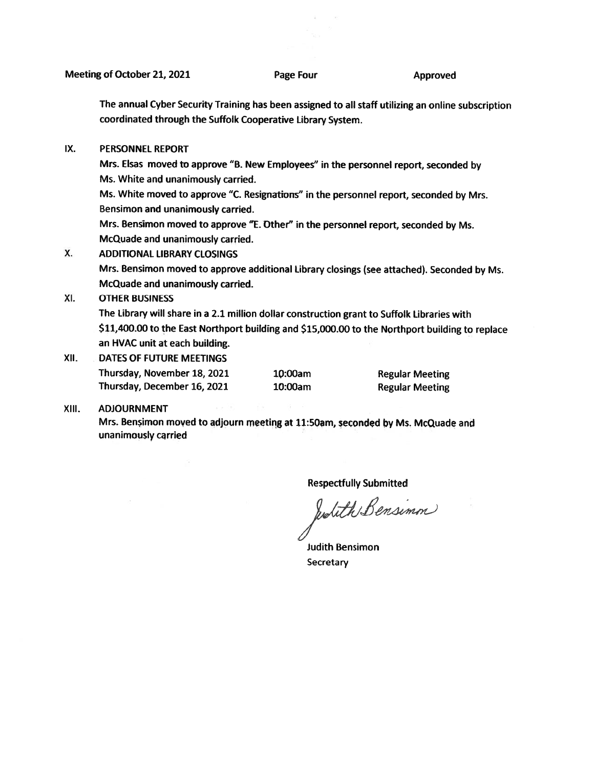The annual Cyber Security Training has been assigned to all staff utilizing an online subscription coordinated through the Suffolk Cooperative Library System.

## IX. PERSONNEL REPORT

Mrs. Elsas moved to approve "B. New Employees" in the personnel report, seconded by Ms. White and unanimously carried.

Ms. White moved to approve "C. Resignations" in the personnel report, seconded by Mrs. Bensimon and unanimously carried.

Mrs. Bensimon moved to approve "E. Other" in the personnel report, seconded by Ms. McQuade and unanimously carried.

## X. ADDITIONAL LIBRARY CLOSINGS

Mrs. Bensimon moved to approve additional Library closings (see attached). Seconded by Ms. McQuade and unanimously carried.

## XI. OTHER BUSINESS

The Library will share in a 2.1 million dollar construction grant to Suffolk Libraries with $11,400.00 to the East Northport building and $15,000.00 to the Northport building to replace an HVAC unit at each building.

## XII. DATES OF FUTURE MEETINGS

| | | |
|---|---|---|
| Thursday, November 18, 2021 | 10:00am | Regular Meeting |
| Thursday, December 16, 2021 | 10:00am | Regular Meeting |

## XIII. ADJOURNMENT

Mrs. Bensimon moved to adjourn meeting at 11:50am, seconded by Ms. McQuade and unanimously carried

Respectfully Submitted

Judith Bensimon

Judith Bensimon
Secretary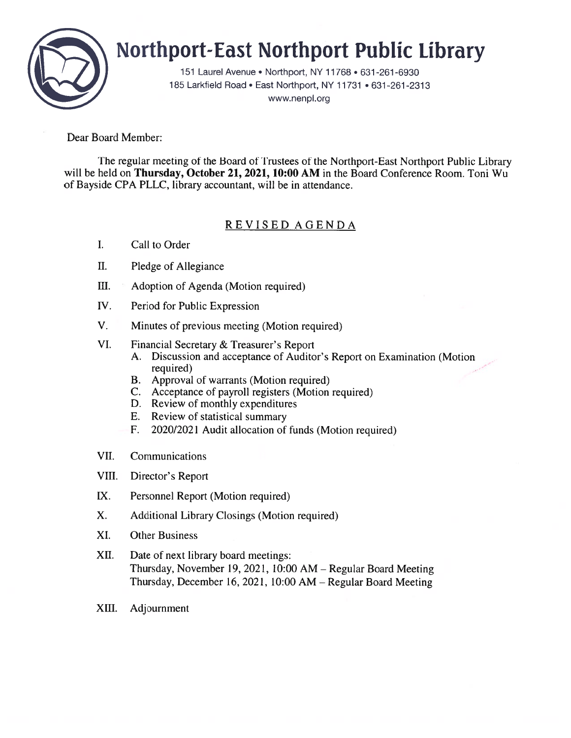# Northport-East Northport Public Library

151 Laurel Avenue • Northport, NY 11768 • 631-261-6930
185 Larkfield Road • East Northport, NY 11731 • 631-261-2313
www.nenpl.org

Dear Board Member:

The regular meeting of the Board of Trustees of the Northport-East Northport Public Library will be held on **Thursday, October 21, 2021, 10:00 AM** in the Board Conference Room. Toni Wu of Bayside CPA PLLC, library accountant, will be in attendance.

## REVISED AGENDA

I. Call to Order

II. Pledge of Allegiance

III. Adoption of Agenda (Motion required)

IV. Period for Public Expression

V. Minutes of previous meeting (Motion required)

VI. Financial Secretary & Treasurer's Report
   - A. Discussion and acceptance of Auditor's Report on Examination (Motion required)
   - B. Approval of warrants (Motion required)
   - C. Acceptance of payroll registers (Motion required)
   - D. Review of monthly expenditures
   - E. Review of statistical summary
   - F. 2020/2021 Audit allocation of funds (Motion required)

VII. Communications

VIII. Director's Report

IX. Personnel Report (Motion required)

X. Additional Library Closings (Motion required)

XI. Other Business

XII. Date of next library board meetings:
Thursday, November 19, 2021, 10:00 AM – Regular Board Meeting
Thursday, December 16, 2021, 10:00 AM – Regular Board Meeting

XIII. Adjournment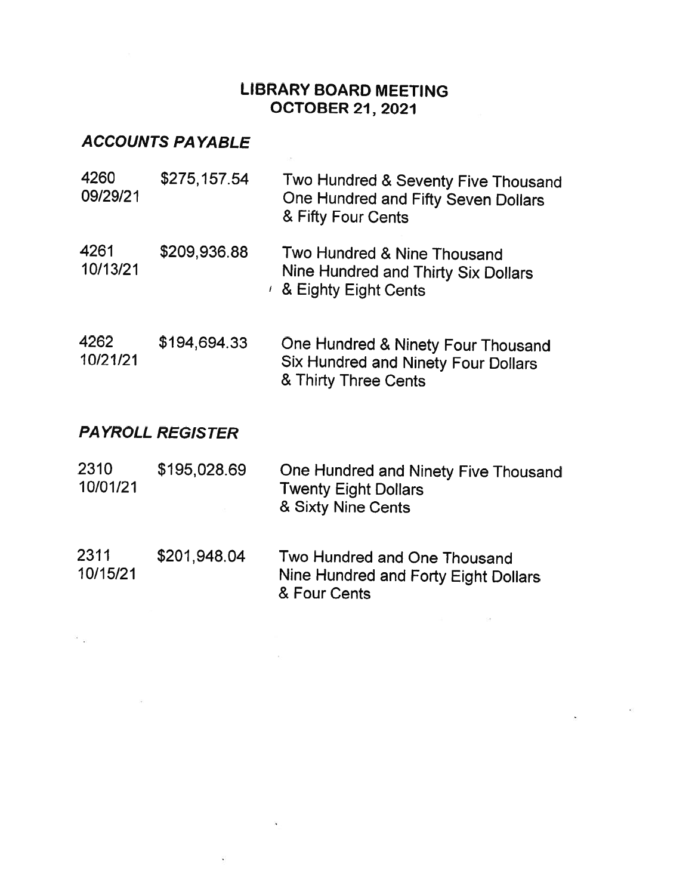# LIBRARY BOARD MEETING
# OCTOBER 21, 2021

## *ACCOUNTS PAYABLE*

| | | |
|---|---|---|
| 4260<br>09/29/21 | $275,157.54 | Two Hundred & Seventy Five Thousand One Hundred and Fifty Seven Dollars & Fifty Four Cents |
| 4261<br>10/13/21 | $209,936.88 | Two Hundred & Nine Thousand Nine Hundred and Thirty Six Dollars & Eighty Eight Cents |
| 4262<br>10/21/21 | $194,694.33 | One Hundred & Ninety Four Thousand Six Hundred and Ninety Four Dollars & Thirty Three Cents |

## *PAYROLL REGISTER*

| | | |
|---|---|---|
| 2310<br>10/01/21 | $195,028.69 | One Hundred and Ninety Five Thousand Twenty Eight Dollars & Sixty Nine Cents |
| 2311<br>10/15/21 | $201,948.04 | Two Hundred and One Thousand Nine Hundred and Forty Eight Dollars & Four Cents |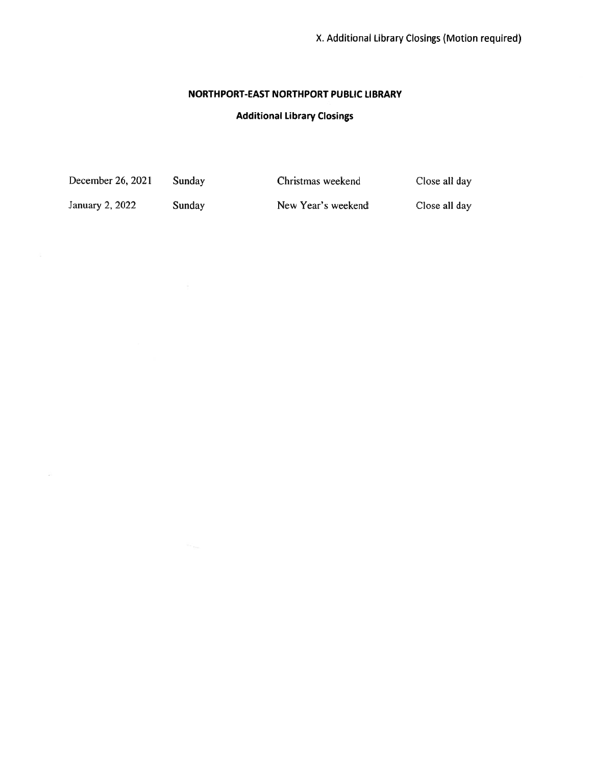X. Additional Library Closings (Motion required)

# NORTHPORT-EAST NORTHPORT PUBLIC LIBRARY

## Additional Library Closings

| | | | |
|---|---|---|---|
| December 26, 2021 | Sunday | Christmas weekend | Close all day |
| January 2, 2022 | Sunday | New Year's weekend | Close all day |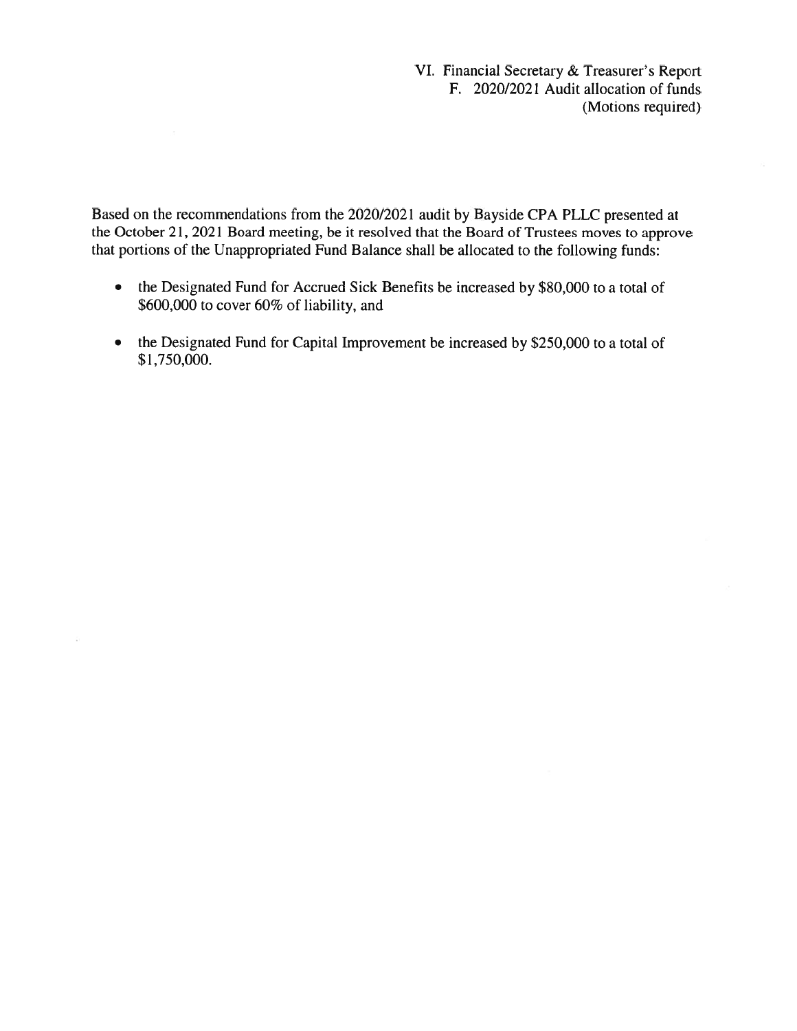VI. Financial Secretary & Treasurer's Report
F. 2020/2021 Audit allocation of funds
(Motions required)

Based on the recommendations from the 2020/2021 audit by Bayside CPA PLLC presented at the October 21, 2021 Board meeting, be it resolved that the Board of Trustees moves to approve that portions of the Unappropriated Fund Balance shall be allocated to the following funds:

- the Designated Fund for Accrued Sick Benefits be increased by $80,000 to a total of $600,000 to cover 60% of liability, and
- the Designated Fund for Capital Improvement be increased by $250,000 to a total of $1,750,000.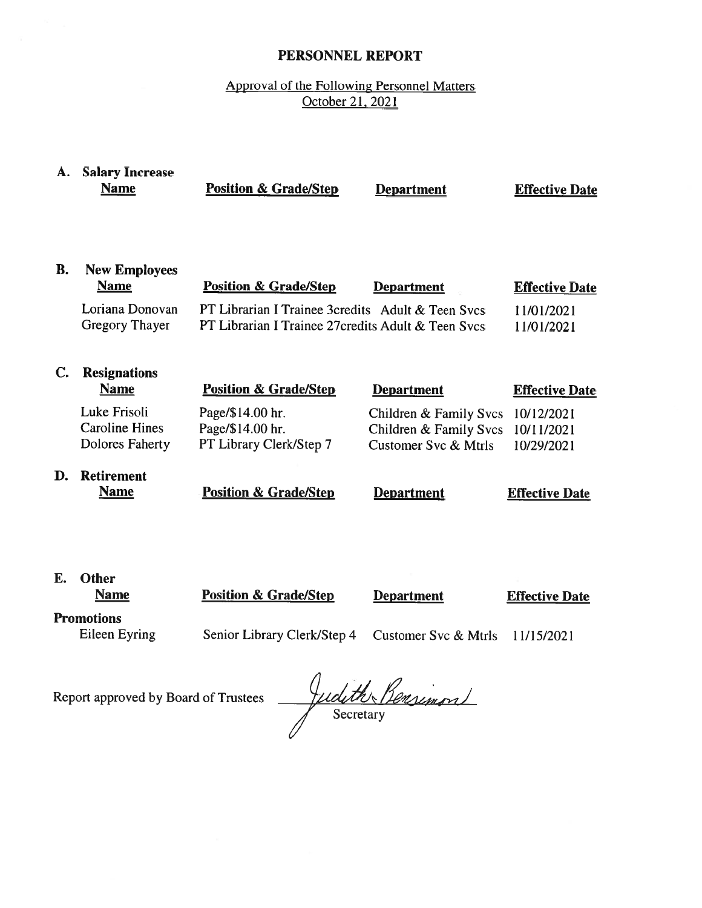# PERSONNEL REPORT

Approval of the Following Personnel Matters
October 21, 2021

**A. Salary Increase**

| Name | Position & Grade/Step | Department | Effective Date |
|---|---|---|---|

**B. New Employees**

| Name | Position & Grade/Step | Department | Effective Date |
|---|---|---|---|
| Loriana Donovan | PT Librarian I Trainee 3credits | Adult & Teen Svcs | 11/01/2021 |
| Gregory Thayer | PT Librarian I Trainee 27credits | Adult & Teen Svcs | 11/01/2021 |

**C. Resignations**

| Name | Position & Grade/Step | Department | Effective Date |
|---|---|---|---|
| Luke Frisoli | Page/$14.00 hr. | Children & Family Svcs | 10/12/2021 |
| Caroline Hines | Page/$14.00 hr. | Children & Family Svcs | 10/11/2021 |
| Dolores Faherty | PT Library Clerk/Step 7 | Customer Svc & Mtrls | 10/29/2021 |

**D. Retirement**

| Name | Position & Grade/Step | Department | Effective Date |
|---|---|---|---|

**E. Other**

| Name | Position & Grade/Step | Department | Effective Date |
|---|---|---|---|
| **Promotions** | | | |
| Eileen Eyring | Senior Library Clerk/Step 4 | Customer Svc & Mtrls | 11/15/2021 |

Report approved by Board of Trustees Judith Bensimon
Secretary